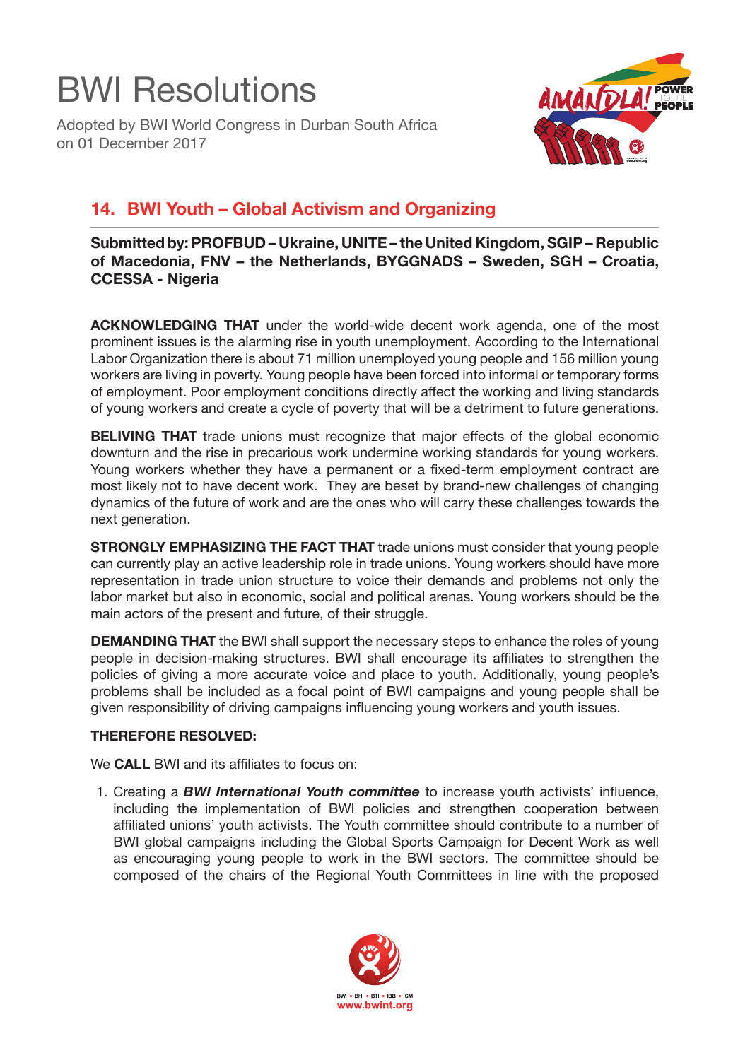# BWI Resolutions

Adopted by BWI World Congress in Durban South Africa on 01 December 2017

## 14. BWI Youth – Global Activism and Organizing

**Submitted by: PROFBUD – Ukraine, UNITE – the United Kingdom, SGIP – Republic of Macedonia, FNV – the Netherlands, BYGGNADS – Sweden, SGH – Croatia, CCESSA - Nigeria**

**ACKNOWLEDGING THAT** under the world-wide decent work agenda, one of the most prominent issues is the alarming rise in youth unemployment. According to the International Labor Organization there is about 71 million unemployed young people and 156 million young workers are living in poverty. Young people have been forced into informal or temporary forms of employment. Poor employment conditions directly affect the working and living standards of young workers and create a cycle of poverty that will be a detriment to future generations.

**BELIVING THAT** trade unions must recognize that major effects of the global economic downturn and the rise in precarious work undermine working standards for young workers. Young workers whether they have a permanent or a fixed-term employment contract are most likely not to have decent work. They are beset by brand-new challenges of changing dynamics of the future of work and are the ones who will carry these challenges towards the next generation.

**STRONGLY EMPHASIZING THE FACT THAT** trade unions must consider that young people can currently play an active leadership role in trade unions. Young workers should have more representation in trade union structure to voice their demands and problems not only the labor market but also in economic, social and political arenas. Young workers should be the main actors of the present and future, of their struggle.

**DEMANDING THAT** the BWI shall support the necessary steps to enhance the roles of young people in decision-making structures. BWI shall encourage its affiliates to strengthen the policies of giving a more accurate voice and place to youth. Additionally, young people's problems shall be included as a focal point of BWI campaigns and young people shall be given responsibility of driving campaigns influencing young workers and youth issues.

**THEREFORE RESOLVED:**

We **CALL** BWI and its affiliates to focus on:

1. Creating a ***BWI International Youth committee*** to increase youth activists' influence, including the implementation of BWI policies and strengthen cooperation between affiliated unions' youth activists. The Youth committee should contribute to a number of BWI global campaigns including the Global Sports Campaign for Decent Work as well as encouraging young people to work in the BWI sectors. The committee should be composed of the chairs of the Regional Youth Committees in line with the proposed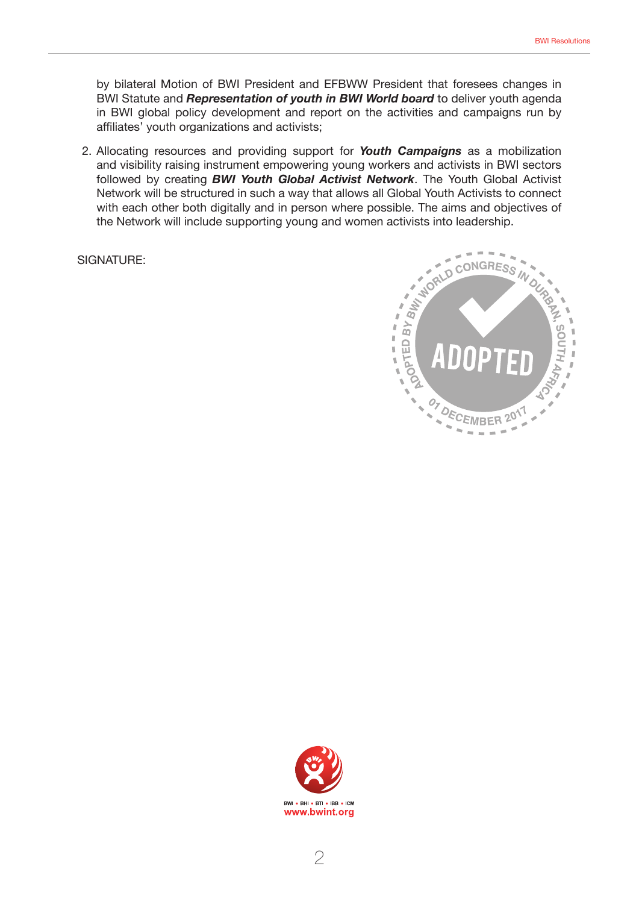by bilateral Motion of BWI President and EFBWW President that foresees changes in BWI Statute and ***Representation of youth in BWI World board*** to deliver youth agenda in BWI global policy development and report on the activities and campaigns run by affiliates' youth organizations and activists;

2. Allocating resources and providing support for ***Youth Campaigns*** as a mobilization and visibility raising instrument empowering young workers and activists in BWI sectors followed by creating ***BWI Youth Global Activist Network***. The Youth Global Activist Network will be structured in such a way that allows all Global Youth Activists to connect with each other both digitally and in person where possible. The aims and objectives of the Network will include supporting young and women activists into leadership.

SIGNATURE:

ADOPTED BY BWI WORLD CONGRESS IN DURBAN, SOUTH AFRICA

ADOPTED

01 DECEMBER 2017

BWI • BHI • BTI • IBB • ICM

www.bwint.org